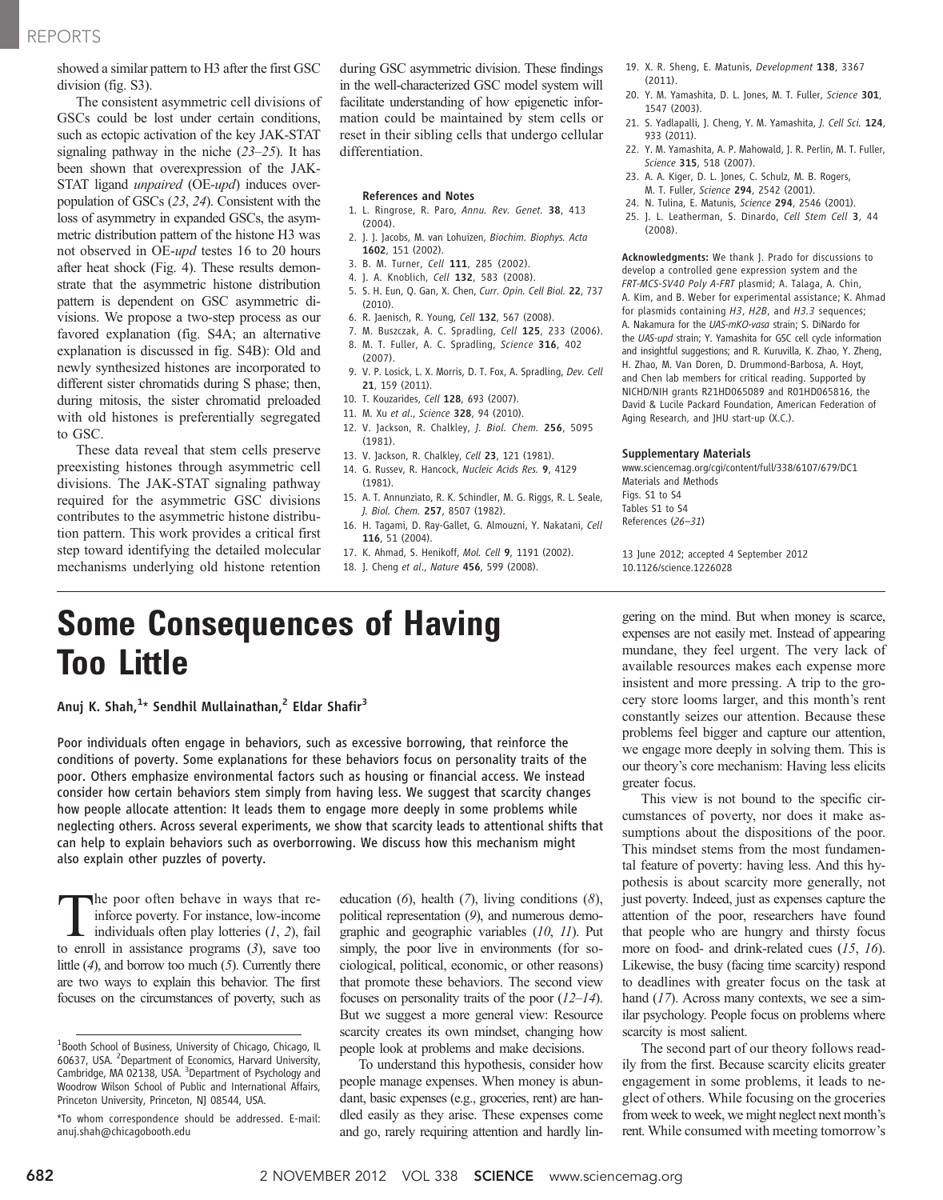showed a similar pattern to H3 after the first GSC division (fig. S3).

The consistent asymmetric cell divisions of GSCs could be lost under certain conditions, such as ectopic activation of the key JAK-STAT signaling pathway in the niche (*23*–*25*). It has been shown that overexpression of the JAK-STAT ligand *unpaired* (OE-*upd*) induces overpopulation of GSCs (*23*, *24*). Consistent with the loss of asymmetry in expanded GSCs, the asymmetric distribution pattern of the histone H3 was not observed in OE-*upd* testes 16 to 20 hours after heat shock (Fig. 4). These results demonstrate that the asymmetric histone distribution pattern is dependent on GSC asymmetric divisions. We propose a two-step process as our favored explanation (fig. S4A; an alternative explanation is discussed in fig. S4B): Old and newly synthesized histones are incorporated to different sister chromatids during S phase; then, during mitosis, the sister chromatid preloaded with old histones is preferentially segregated to GSC.

These data reveal that stem cells preserve preexisting histones through asymmetric cell divisions. The JAK-STAT signaling pathway required for the asymmetric GSC divisions contributes to the asymmetric histone distribution pattern. This work provides a critical first step toward identifying the detailed molecular mechanisms underlying old histone retention during GSC asymmetric division. These findings in the well-characterized GSC model system will facilitate understanding of how epigenetic information could be maintained by stem cells or reset in their sibling cells that undergo cellular differentiation.

**References and Notes**

1. L. Ringrose, R. Paro, *Annu. Rev. Genet.* **38**, 413 (2004).
2. J. J. Jacobs, M. van Lohuizen, *Biochim. Biophys. Acta* **1602**, 151 (2002).
3. B. M. Turner, *Cell* **111**, 285 (2002).
4. J. A. Knoblich, *Cell* **132**, 583 (2008).
5. S. H. Eun, Q. Gan, X. Chen, *Curr. Opin. Cell Biol.* **22**, 737 (2010).
6. R. Jaenisch, R. Young, *Cell* **132**, 567 (2008).
7. M. Buszczak, A. C. Spradling, *Cell* **125**, 233 (2006).
8. M. T. Fuller, A. C. Spradling, *Science* **316**, 402 (2007).
9. V. P. Losick, L. X. Morris, D. T. Fox, A. Spradling, *Dev. Cell* **21**, 159 (2011).
10. T. Kouzarides, *Cell* **128**, 693 (2007).
11. M. Xu *et al.*, *Science* **328**, 94 (2010).
12. V. Jackson, R. Chalkley, *J. Biol. Chem.* **256**, 5095 (1981).
13. V. Jackson, R. Chalkley, *Cell* **23**, 121 (1981).
14. G. Russev, R. Hancock, *Nucleic Acids Res.* **9**, 4129 (1981).
15. A. T. Annunziato, R. K. Schindler, M. G. Riggs, R. L. Seale, *J. Biol. Chem.* **257**, 8507 (1982).
16. H. Tagami, D. Ray-Gallet, G. Almouzni, Y. Nakatani, *Cell* **116**, 51 (2004).
17. K. Ahmad, S. Henikoff, *Mol. Cell* **9**, 1191 (2002).
18. J. Cheng *et al.*, *Nature* **456**, 599 (2008).
19. X. R. Sheng, E. Matunis, *Development* **138**, 3367 (2011).
20. Y. M. Yamashita, D. L. Jones, M. T. Fuller, *Science* **301**, 1547 (2003).
21. S. Yadlapalli, J. Cheng, Y. M. Yamashita, *J. Cell Sci.* **124**, 933 (2011).
22. Y. M. Yamashita, A. P. Mahowald, J. R. Perlin, M. T. Fuller, *Science* **315**, 518 (2007).
23. A. A. Kiger, D. L. Jones, C. Schulz, M. B. Rogers, M. T. Fuller, *Science* **294**, 2542 (2001).
24. N. Tulina, E. Matunis, *Science* **294**, 2546 (2001).
25. J. L. Leatherman, S. Dinardo, *Cell Stem Cell* **3**, 44 (2008).

**Acknowledgments:** We thank J. Prado for discussions to develop a controlled gene expression system and the *FRT-MCS-SV40 Poly A-FRT* plasmid; A. Talaga, A. Chin, A. Kim, and B. Weber for experimental assistance; K. Ahmad for plasmids containing *H3*, *H2B*, and *H3.3* sequences; A. Nakamura for the *UAS-mKO-vasa* strain; S. DiNardo for the *UAS-upd* strain; Y. Yamashita for GSC cell cycle information and insightful suggestions; and R. Kuruvilla, K. Zhao, Y. Zheng, H. Zhao, M. Van Doren, D. Drummond-Barbosa, A. Hoyt, and Chen lab members for critical reading. Supported by NICHD/NIH grants R21HD065089 and R01HD065816, the David & Lucile Packard Foundation, American Federation of Aging Research, and JHU start-up (X.C.).

**Supplementary Materials**

www.sciencemag.org/cgi/content/full/338/6107/679/DC1
Materials and Methods
Figs. S1 to S4
Tables S1 to S4
References (*26*–*31*)

13 June 2012; accepted 4 September 2012
10.1126/science.1226028

# Some Consequences of Having Too Little

**Anuj K. Shah,[1]* Sendhil Mullainathan,[2] Eldar Shafir[3]**

Poor individuals often engage in behaviors, such as excessive borrowing, that reinforce the conditions of poverty. Some explanations for these behaviors focus on personality traits of the poor. Others emphasize environmental factors such as housing or financial access. We instead consider how certain behaviors stem simply from having less. We suggest that scarcity changes how people allocate attention: It leads them to engage more deeply in some problems while neglecting others. Across several experiments, we show that scarcity leads to attentional shifts that can help to explain behaviors such as overborrowing. We discuss how this mechanism might also explain other puzzles of poverty.

The poor often behave in ways that reinforce poverty. For instance, low-income individuals often play lotteries (*1*, *2*), fail to enroll in assistance programs (*3*), save too little (*4*), and borrow too much (*5*). Currently there are two ways to explain this behavior. The first focuses on the circumstances of poverty, such as education (*6*), health (*7*), living conditions (*8*), political representation (*9*), and numerous demographic and geographic variables (*10*, *11*). Put simply, the poor live in environments (for sociological, political, economic, or other reasons) that promote these behaviors. The second view focuses on personality traits of the poor (*12*–*14*). But we suggest a more general view: Resource scarcity creates its own mindset, changing how people look at problems and make decisions.

To understand this hypothesis, consider how people manage expenses. When money is abundant, basic expenses (e.g., groceries, rent) are handled easily as they arise. These expenses come and go, rarely requiring attention and hardly lingering on the mind. But when money is scarce, expenses are not easily met. Instead of appearing mundane, they feel urgent. The very lack of available resources makes each expense more insistent and more pressing. A trip to the grocery store looms larger, and this month's rent constantly seizes our attention. Because these problems feel bigger and capture our attention, we engage more deeply in solving them. This is our theory's core mechanism: Having less elicits greater focus.

This view is not bound to the specific circumstances of poverty, nor does it make assumptions about the dispositions of the poor. This mindset stems from the most fundamental feature of poverty: having less. And this hypothesis is about scarcity more generally, not just poverty. Indeed, just as expenses capture the attention of the poor, researchers have found that people who are hungry and thirsty focus more on food- and drink-related cues (*15*, *16*). Likewise, the busy (facing time scarcity) respond to deadlines with greater focus on the task at hand (*17*). Across many contexts, we see a similar psychology. People focus on problems where scarcity is most salient.

The second part of our theory follows readily from the first. Because scarcity elicits greater engagement in some problems, it leads to neglect of others. While focusing on the groceries from week to week, we might neglect next month's rent. While consumed with meeting tomorrow's

[1]Booth School of Business, University of Chicago, Chicago, IL 60637, USA. [2]Department of Economics, Harvard University, Cambridge, MA 02138, USA. [3]Department of Psychology and Woodrow Wilson School of Public and International Affairs, Princeton University, Princeton, NJ 08544, USA.

*To whom correspondence should be addressed. E-mail: anuj.shah@chicagobooth.edu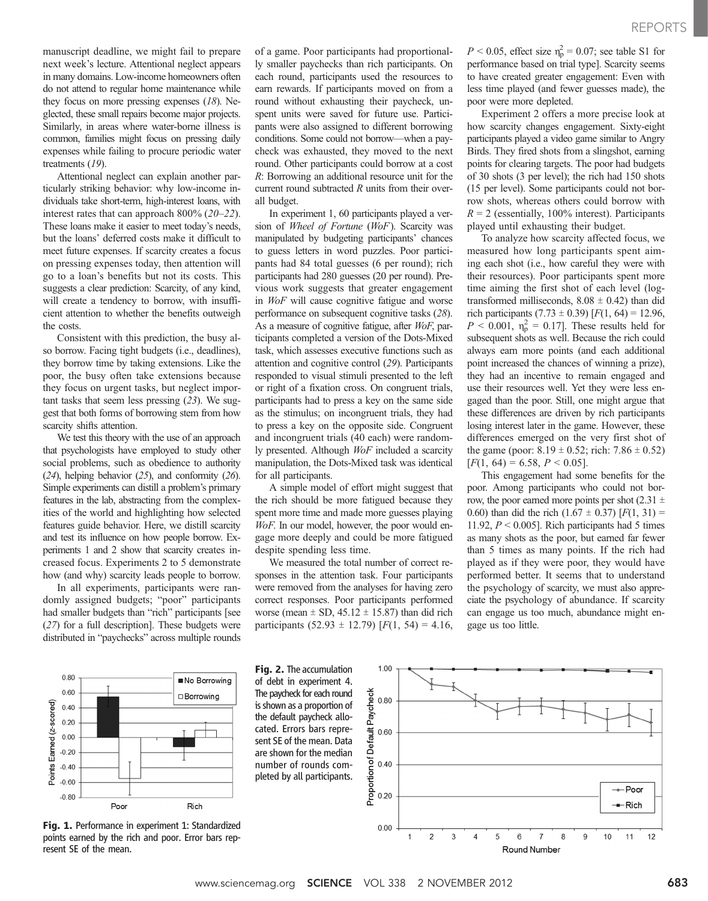manuscript deadline, we might fail to prepare next week's lecture. Attentional neglect appears in many domains. Low-income homeowners often do not attend to regular home maintenance while they focus on more pressing expenses (18). Neglected, these small repairs become major projects. Similarly, in areas where water-borne illness is common, families might focus on pressing daily expenses while failing to procure periodic water treatments (19).

Attentional neglect can explain another particularly striking behavior: why low-income individuals take short-term, high-interest loans, with interest rates that can approach 800% (20–22). These loans make it easier to meet today's needs, but the loans' deferred costs make it difficult to meet future expenses. If scarcity creates a focus on pressing expenses today, then attention will go to a loan's benefits but not its costs. This suggests a clear prediction: Scarcity, of any kind, will create a tendency to borrow, with insufficient attention to whether the benefits outweigh the costs.

Consistent with this prediction, the busy also borrow. Facing tight budgets (i.e., deadlines), they borrow time by taking extensions. Like the poor, the busy often take extensions because they focus on urgent tasks, but neglect important tasks that seem less pressing (23). We suggest that both forms of borrowing stem from how scarcity shifts attention.

We test this theory with the use of an approach that psychologists have employed to study other social problems, such as obedience to authority (24), helping behavior (25), and conformity (26). Simple experiments can distill a problem's primary features in the lab, abstracting from the complexities of the world and highlighting how selected features guide behavior. Here, we distill scarcity and test its influence on how people borrow. Experiments 1 and 2 show that scarcity creates increased focus. Experiments 2 to 5 demonstrate how (and why) scarcity leads people to borrow.

In all experiments, participants were randomly assigned budgets; "poor" participants had smaller budgets than "rich" participants [see (27) for a full description]. These budgets were distributed in "paychecks" across multiple rounds of a game. Poor participants had proportionally smaller paychecks than rich participants. On each round, participants used the resources to earn rewards. If participants moved on from a round without exhausting their paycheck, unspent units were saved for future use. Participants were also assigned to different borrowing conditions. Some could not borrow—when a paycheck was exhausted, they moved to the next round. Other participants could borrow at a cost $R$: Borrowing an additional resource unit for the current round subtracted $R$ units from their overall budget.

In experiment 1, 60 participants played a version of *Wheel of Fortune* (*WoF*). Scarcity was manipulated by budgeting participants' chances to guess letters in word puzzles. Poor participants had 84 total guesses (6 per round); rich participants had 280 guesses (20 per round). Previous work suggests that greater engagement in *WoF* will cause cognitive fatigue and worse performance on subsequent cognitive tasks (28). As a measure of cognitive fatigue, after *WoF*, participants completed a version of the Dots-Mixed task, which assesses executive functions such as attention and cognitive control (29). Participants responded to visual stimuli presented to the left or right of a fixation cross. On congruent trials, participants had to press a key on the same side as the stimulus; on incongruent trials, they had to press a key on the opposite side. Congruent and incongruent trials (40 each) were randomly presented. Although *WoF* included a scarcity manipulation, the Dots-Mixed task was identical for all participants.

A simple model of effort might suggest that the rich should be more fatigued because they spent more time and made more guesses playing *WoF*. In our model, however, the poor would engage more deeply and could be more fatigued despite spending less time.

We measured the total number of correct responses in the attention task. Four participants were removed from the analyses for having zero correct responses. Poor participants performed worse (mean ± SD, 45.12 ± 15.87) than did rich participants (52.93 ± 12.79) [$F(1, 54) = 4.16$, $P < 0.05$, effect size $\eta_p^2 = 0.07$; see table S1 for performance based on trial type]. Scarcity seems to have created greater engagement: Even with less time played (and fewer guesses made), the poor were more depleted.

Experiment 2 offers a more precise look at how scarcity changes engagement. Sixty-eight participants played a video game similar to Angry Birds. They fired shots from a slingshot, earning points for clearing targets. The poor had budgets of 30 shots (3 per level); the rich had 150 shots (15 per level). Some participants could not borrow shots, whereas others could borrow with $R = 2$ (essentially, 100% interest). Participants played until exhausting their budget.

To analyze how scarcity affected focus, we measured how long participants spent aiming each shot (i.e., how careful they were with their resources). Poor participants spent more time aiming the first shot of each level (log-transformed milliseconds, 8.08 ± 0.42) than did rich participants (7.73 ± 0.39) [$F(1, 64) = 12.96$, $P < 0.001$, $\eta_p^2 = 0.17$]. These results held for subsequent shots as well. Because the rich could always earn more points (and each additional point increased the chances of winning a prize), they had an incentive to remain engaged and use their resources well. Yet they were less engaged than the poor. Still, one might argue that these differences are driven by rich participants losing interest later in the game. However, these differences emerged on the very first shot of the game (poor: 8.19 ± 0.52; rich: 7.86 ± 0.52) [$F(1, 64) = 6.58$, $P < 0.05$].

This engagement had some benefits for the poor. Among participants who could not borrow, the poor earned more points per shot (2.31 ± 0.60) than did the rich (1.67 ± 0.37) [$F(1, 31) = 11.92$, $P < 0.005$]. Rich participants had 5 times as many shots as the poor, but earned far fewer than 5 times as many points. If the rich had played as if they were poor, they would have performed better. It seems that to understand the psychology of scarcity, we must also appreciate the psychology of abundance. If scarcity can engage us too much, abundance might engage us too little.

**Fig. 1.** Performance in experiment 1: Standardized points earned by the rich and poor. Error bars represent SE of the mean.

**Fig. 2.** The accumulation of debt in experiment 4. The paycheck for each round is shown as a proportion of the default paycheck allocated. Errors bars represent SE of the mean. Data are shown for the median number of rounds completed by all participants.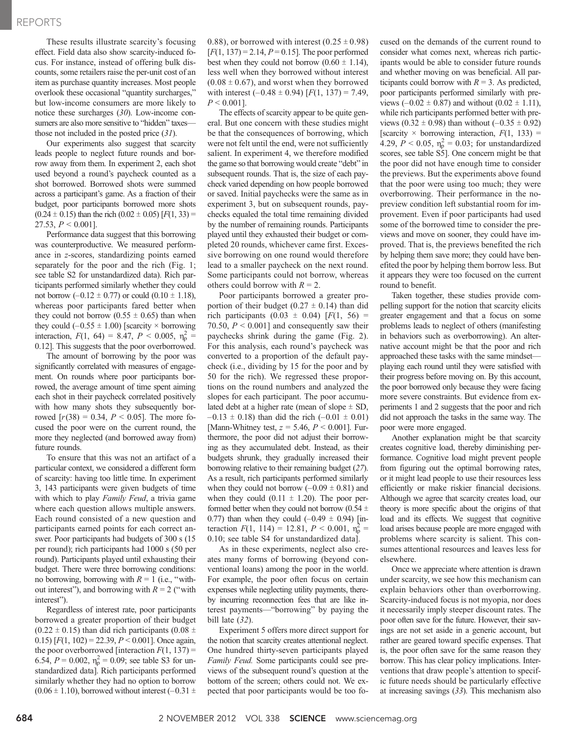These results illustrate scarcity's focusing effect. Field data also show scarcity-induced focus. For instance, instead of offering bulk discounts, some retailers raise the per-unit cost of an item as purchase quantity increases. Most people overlook these occasional "quantity surcharges," but low-income consumers are more likely to notice these surcharges (30). Low-income consumers are also more sensitive to "hidden" taxes—those not included in the posted price (31).

Our experiments also suggest that scarcity leads people to neglect future rounds and borrow away from them. In experiment 2, each shot used beyond a round's paycheck counted as a shot borrowed. Borrowed shots were summed across a participant's game. As a fraction of their budget, poor participants borrowed more shots ($0.24 \pm 0.15$) than the rich ($0.02 \pm 0.05$) [$F(1, 33) = 27.53$, $P < 0.001$].

Performance data suggest that this borrowing was counterproductive. We measured performance in *z*-scores, standardizing points earned separately for the poor and the rich (Fig. 1; see table S2 for unstandardized data). Rich participants performed similarly whether they could not borrow ($-0.12 \pm 0.77$) or could ($0.10 \pm 1.18$), whereas poor participants fared better when they could not borrow ($0.55 \pm 0.65$) than when they could ($-0.55 \pm 1.00$) [scarcity × borrowing interaction, $F(1, 64) = 8.47$, $P < 0.005$, $\eta_p^2 = 0.12$]. This suggests that the poor overborrowed.

The amount of borrowing by the poor was significantly correlated with measures of engagement. On rounds where poor participants borrowed, the average amount of time spent aiming each shot in their paycheck correlated positively with how many shots they subsequently borrowed [$r(38) = 0.34$, $P < 0.05$]. The more focused the poor were on the current round, the more they neglected (and borrowed away from) future rounds.

To ensure that this was not an artifact of a particular context, we considered a different form of scarcity: having too little time. In experiment 3, 143 participants were given budgets of time with which to play *Family Feud*, a trivia game where each question allows multiple answers. Each round consisted of a new question and participants earned points for each correct answer. Poor participants had budgets of 300 s (15 per round); rich participants had 1000 s (50 per round). Participants played until exhausting their budget. There were three borrowing conditions: no borrowing, borrowing with $R = 1$ (i.e., "without interest"), and borrowing with $R = 2$ ("with interest").

Regardless of interest rate, poor participants borrowed a greater proportion of their budget ($0.22 \pm 0.15$) than did rich participants ($0.08 \pm 0.15$) [$F(1, 102) = 22.39$, $P < 0.001$]. Once again, the poor overborrowed [interaction $F(1, 137) = 6.54$, $P = 0.002$, $\eta_p^2 = 0.09$; see table S3 for unstandardized data]. Rich participants performed similarly whether they had no option to borrow ($0.06 \pm 1.10$), borrowed without interest ($-0.31 \pm 0.88$), or borrowed with interest ($0.25 \pm 0.98$) [$F(1, 137) = 2.14$, $P = 0.15$]. The poor performed best when they could not borrow ($0.60 \pm 1.14$), less well when they borrowed without interest ($0.08 \pm 0.67$), and worst when they borrowed with interest ($-0.48 \pm 0.94$) [$F(1, 137) = 7.49$, $P < 0.001$].

The effects of scarcity appear to be quite general. But one concern with these studies might be that the consequences of borrowing, which were not felt until the end, were not sufficiently salient. In experiment 4, we therefore modified the game so that borrowing would create "debt" in subsequent rounds. That is, the size of each paycheck varied depending on how people borrowed or saved. Initial paychecks were the same as in experiment 3, but on subsequent rounds, paychecks equaled the total time remaining divided by the number of remaining rounds. Participants played until they exhausted their budget or completed 20 rounds, whichever came first. Excessive borrowing on one round would therefore lead to a smaller paycheck on the next round. Some participants could not borrow, whereas others could borrow with $R = 2$.

Poor participants borrowed a greater proportion of their budget ($0.27 \pm 0.14$) than did rich participants ($0.03 \pm 0.04$) [$F(1, 56) = 70.50$, $P < 0.001$] and consequently saw their paychecks shrink during the game (Fig. 2). For this analysis, each round's paycheck was converted to a proportion of the default paycheck (i.e., dividing by 15 for the poor and by 50 for the rich). We regressed these proportions on the round numbers and analyzed the slopes for each participant. The poor accumulated debt at a higher rate (mean of slope ± SD, $-0.13 \pm 0.18$) than did the rich ($-0.01 \pm 0.01$) [Mann-Whitney test, $z = 5.46$, $P < 0.001$]. Furthermore, the poor did not adjust their borrowing as they accumulated debt. Instead, as their budgets shrunk, they gradually increased their borrowing relative to their remaining budget (27). As a result, rich participants performed similarly when they could not borrow ($-0.09 \pm 0.81$) and when they could ($0.11 \pm 1.20$). The poor performed better when they could not borrow ($0.54 \pm 0.77$) than when they could ($-0.49 \pm 0.94$) [interaction $F(1, 114) = 12.81$, $P < 0.001$, $\eta_p^2 = 0.10$; see table S4 for unstandardized data].

As in these experiments, neglect also creates many forms of borrowing (beyond conventional loans) among the poor in the world. For example, the poor often focus on certain expenses while neglecting utility payments, thereby incurring reconnection fees that are like interest payments—"borrowing" by paying the bill late (32).

Experiment 5 offers more direct support for the notion that scarcity creates attentional neglect. One hundred thirty-seven participants played *Family Feud*. Some participants could see previews of the subsequent round's question at the bottom of the screen; others could not. We expected that poor participants would be too focused on the demands of the current round to consider what comes next, whereas rich participants would be able to consider future rounds and whether moving on was beneficial. All participants could borrow with $R = 3$. As predicted, poor participants performed similarly with previews ($-0.02 \pm 0.87$) and without ($0.02 \pm 1.11$), while rich participants performed better with previews ($0.32 \pm 0.98$) than without ($-0.35 \pm 0.92$) [scarcity × borrowing interaction, $F(1, 133) = 4.29$, $P < 0.05$, $\eta_p^2 = 0.03$; for unstandardized scores, see table S5]. One concern might be that the poor did not have enough time to consider the previews. But the experiments above found that the poor were using too much; they were overborrowing. Their performance in the no-preview condition left substantial room for improvement. Even if poor participants had used some of the borrowed time to consider the previews and move on sooner, they could have improved. That is, the previews benefited the rich by helping them save more; they could have benefited the poor by helping them borrow less. But it appears they were too focused on the current round to benefit.

Taken together, these studies provide compelling support for the notion that scarcity elicits greater engagement and that a focus on some problems leads to neglect of others (manifesting in behaviors such as overborrowing). An alternative account might be that the poor and rich approached these tasks with the same mindset—playing each round until they were satisfied with their progress before moving on. By this account, the poor borrowed only because they were facing more severe constraints. But evidence from experiments 1 and 2 suggests that the poor and rich did not approach the tasks in the same way. The poor were more engaged.

Another explanation might be that scarcity creates cognitive load, thereby diminishing performance. Cognitive load might prevent people from figuring out the optimal borrowing rates, or it might lead people to use their resources less efficiently or make riskier financial decisions. Although we agree that scarcity creates load, our theory is more specific about the origins of that load and its effects. We suggest that cognitive load arises because people are more engaged with problems where scarcity is salient. This consumes attentional resources and leaves less for elsewhere.

Once we appreciate where attention is drawn under scarcity, we see how this mechanism can explain behaviors other than overborrowing. Scarcity-induced focus is not myopia, nor does it necessarily imply steeper discount rates. The poor often save for the future. However, their savings are not set aside in a generic account, but rather are geared toward specific expenses. That is, the poor often save for the same reason they borrow. This has clear policy implications. Interventions that draw people's attention to specific future needs should be particularly effective at increasing savings (33). This mechanism also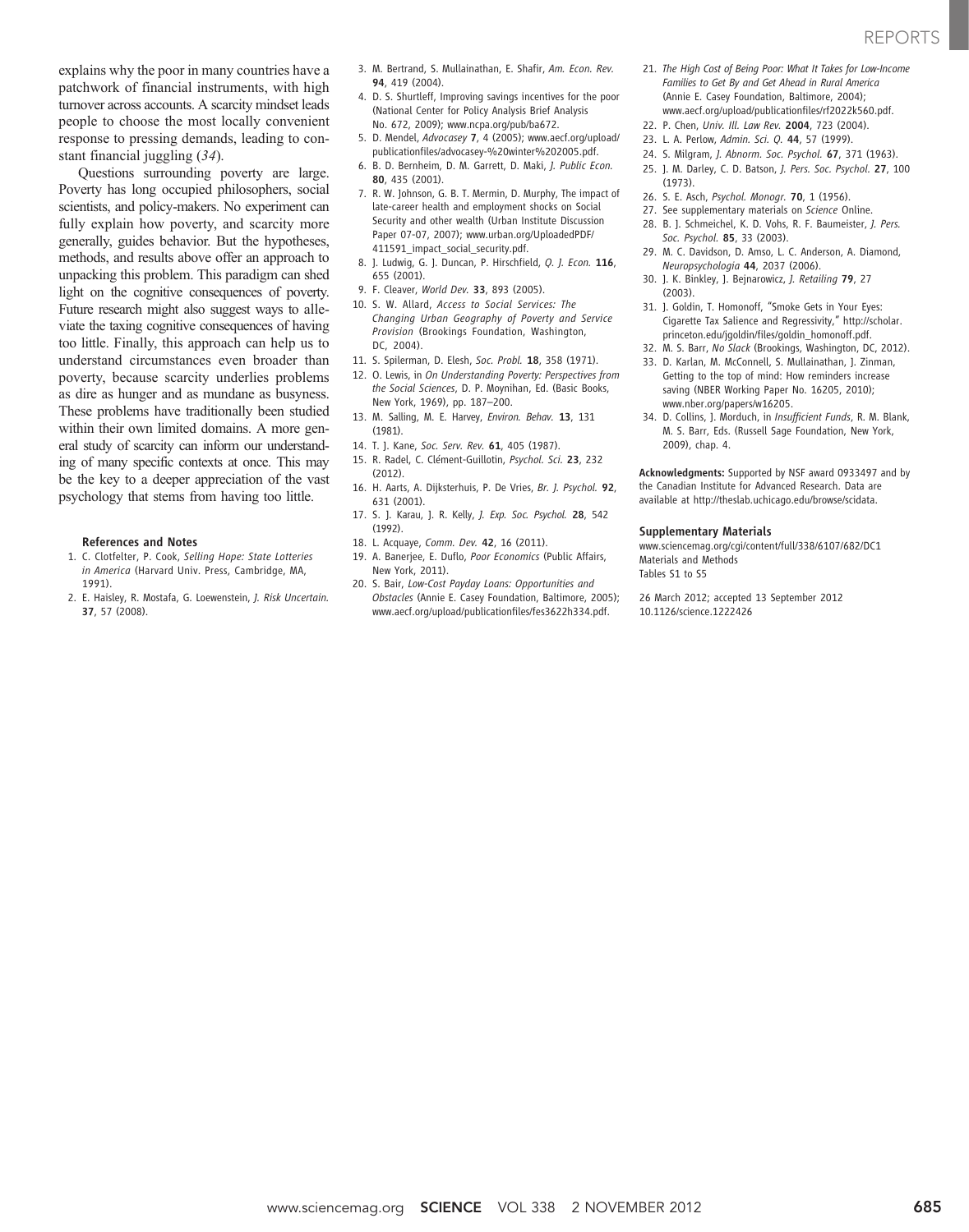explains why the poor in many countries have a patchwork of financial instruments, with high turnover across accounts. A scarcity mindset leads people to choose the most locally convenient response to pressing demands, leading to constant financial juggling (*34*).

Questions surrounding poverty are large. Poverty has long occupied philosophers, social scientists, and policy-makers. No experiment can fully explain how poverty, and scarcity more generally, guides behavior. But the hypotheses, methods, and results above offer an approach to unpacking this problem. This paradigm can shed light on the cognitive consequences of poverty. Future research might also suggest ways to alleviate the taxing cognitive consequences of having too little. Finally, this approach can help us to understand circumstances even broader than poverty, because scarcity underlies problems as dire as hunger and as mundane as busyness. These problems have traditionally been studied within their own limited domains. A more general study of scarcity can inform our understanding of many specific contexts at once. This may be the key to a deeper appreciation of the vast psychology that stems from having too little.

#### References and Notes

1. C. Clotfelter, P. Cook, *Selling Hope: State Lotteries in America* (Harvard Univ. Press, Cambridge, MA, 1991).
2. E. Haisley, R. Mostafa, G. Loewenstein, *J. Risk Uncertain.* **37**, 57 (2008).
3. M. Bertrand, S. Mullainathan, E. Shafir, *Am. Econ. Rev.* **94**, 419 (2004).
4. D. S. Shurtleff, Improving savings incentives for the poor (National Center for Policy Analysis Brief Analysis No. 672, 2009); www.ncpa.org/pub/ba672.
5. D. Mendel, *Advocasey* **7**, 4 (2005); www.aecf.org/upload/publicationfiles/advocasey-%20winter%202005.pdf.
6. B. D. Bernheim, D. M. Garrett, D. Maki, *J. Public Econ.* **80**, 435 (2001).
7. R. W. Johnson, G. B. T. Mermin, D. Murphy, The impact of late-career health and employment shocks on Social Security and other wealth (Urban Institute Discussion Paper 07-07, 2007); www.urban.org/UploadedPDF/411591_impact_social_security.pdf.
8. J. Ludwig, G. J. Duncan, P. Hirschfield, *Q. J. Econ.* **116**, 655 (2001).
9. F. Cleaver, *World Dev.* **33**, 893 (2005).
10. S. W. Allard, *Access to Social Services: The Changing Urban Geography of Poverty and Service Provision* (Brookings Foundation, Washington, DC, 2004).
11. S. Spilerman, D. Elesh, *Soc. Probl.* **18**, 358 (1971).
12. O. Lewis, in *On Understanding Poverty: Perspectives from the Social Sciences*, D. P. Moynihan, Ed. (Basic Books, New York, 1969), pp. 187–200.
13. M. Salling, M. E. Harvey, *Environ. Behav.* **13**, 131 (1981).
14. T. J. Kane, *Soc. Serv. Rev.* **61**, 405 (1987).
15. R. Radel, C. Clément-Guillotin, *Psychol. Sci.* **23**, 232 (2012).
16. H. Aarts, A. Dijksterhuis, P. De Vries, *Br. J. Psychol.* **92**, 631 (2001).
17. S. J. Karau, J. R. Kelly, *J. Exp. Soc. Psychol.* **28**, 542 (1992).
18. L. Acquaye, *Comm. Dev.* **42**, 16 (2011).
19. A. Banerjee, E. Duflo, *Poor Economics* (Public Affairs, New York, 2011).
20. S. Bair, *Low-Cost Payday Loans: Opportunities and Obstacles* (Annie E. Casey Foundation, Baltimore, 2005); www.aecf.org/upload/publicationfiles/fes3622h334.pdf.
21. *The High Cost of Being Poor: What It Takes for Low-Income Families to Get By and Get Ahead in Rural America* (Annie E. Casey Foundation, Baltimore, 2004); www.aecf.org/upload/publicationfiles/rf2022k560.pdf.
22. P. Chen, *Univ. Ill. Law Rev.* **2004**, 723 (2004).
23. L. A. Perlow, *Admin. Sci. Q.* **44**, 57 (1999).
24. S. Milgram, *J. Abnorm. Soc. Psychol.* **67**, 371 (1963).
25. J. M. Darley, C. D. Batson, *J. Pers. Soc. Psychol.* **27**, 100 (1973).
26. S. E. Asch, *Psychol. Monogr.* **70**, 1 (1956).
27. See supplementary materials on *Science* Online.
28. B. J. Schmeichel, K. D. Vohs, R. F. Baumeister, *J. Pers. Soc. Psychol.* **85**, 33 (2003).
29. M. C. Davidson, D. Amso, L. C. Anderson, A. Diamond, *Neuropsychologia* **44**, 2037 (2006).
30. J. K. Binkley, J. Bejnarowicz, *J. Retailing* **79**, 27 (2003).
31. J. Goldin, T. Homonoff, "Smoke Gets in Your Eyes: Cigarette Tax Salience and Regressivity," http://scholar.princeton.edu/jgoldin/files/goldin_homonoff.pdf.
32. M. S. Barr, *No Slack* (Brookings, Washington, DC, 2012).
33. D. Karlan, M. McConnell, S. Mullainathan, J. Zinman, Getting to the top of mind: How reminders increase saving (NBER Working Paper No. 16205, 2010); www.nber.org/papers/w16205.
34. D. Collins, J. Morduch, in *Insufficient Funds*, R. M. Blank, M. S. Barr, Eds. (Russell Sage Foundation, New York, 2009), chap. 4.

**Acknowledgments:** Supported by NSF award 0933497 and by the Canadian Institute for Advanced Research. Data are available at http://theslab.uchicago.edu/browse/scidata.

#### Supplementary Materials

www.sciencemag.org/cgi/content/full/338/6107/682/DC1
Materials and Methods
Tables S1 to S5

26 March 2012; accepted 13 September 2012
10.1126/science.1222426